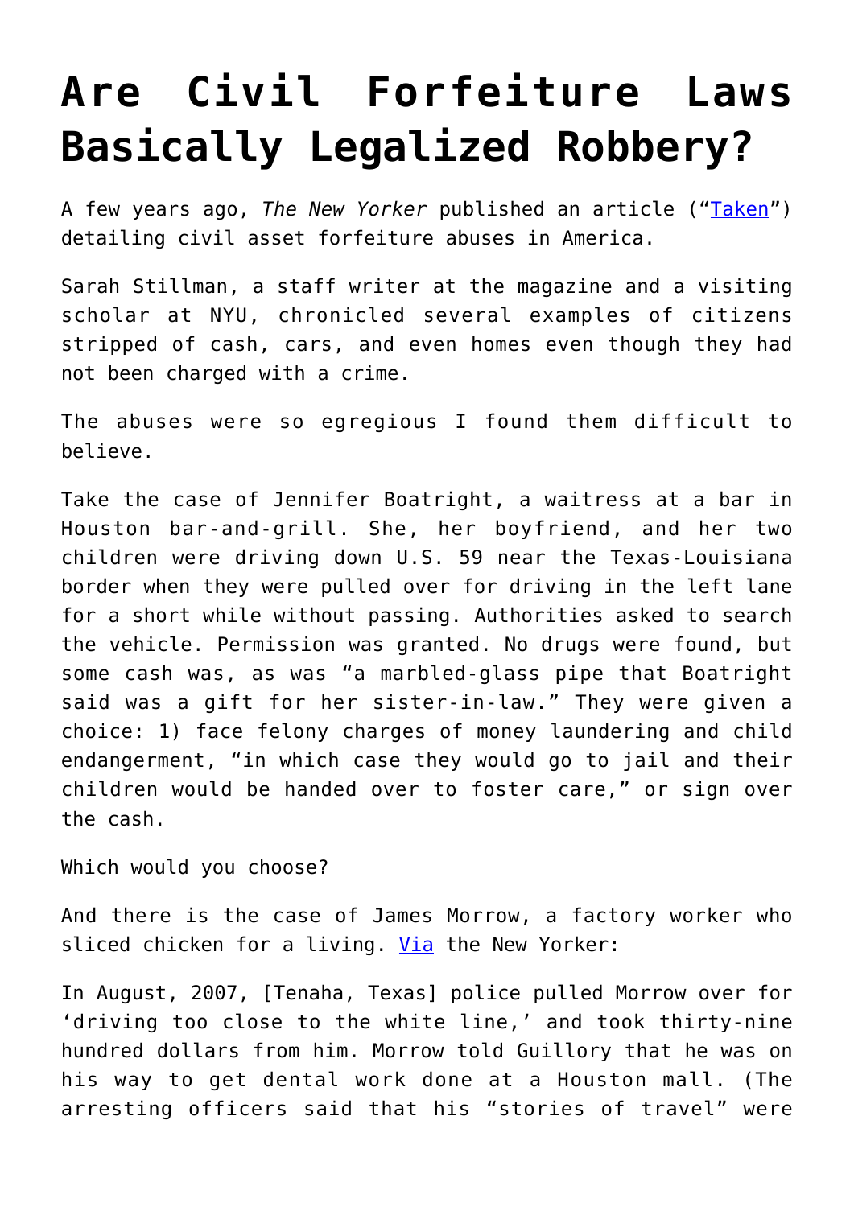# Are Civil Forfeiture Laws Basically Legalized Robbery?

A few years ago, *The New Yorker* published an article ("Taken") detailing civil asset forfeiture abuses in America.

Sarah Stillman, a staff writer at the magazine and a visiting scholar at NYU, chronicled several examples of citizens stripped of cash, cars, and even homes even though they had not been charged with a crime.

The abuses were so egregious I found them difficult to believe.

Take the case of Jennifer Boatright, a waitress at a bar in Houston bar-and-grill. She, her boyfriend, and her two children were driving down U.S. 59 near the Texas-Louisiana border when they were pulled over for driving in the left lane for a short while without passing. Authorities asked to search the vehicle. Permission was granted. No drugs were found, but some cash was, as was "a marbled-glass pipe that Boatright said was a gift for her sister-in-law." They were given a choice: 1) face felony charges of money laundering and child endangerment, "in which case they would go to jail and their children would be handed over to foster care," or sign over the cash.

Which would you choose?

And there is the case of James Morrow, a factory worker who sliced chicken for a living. Via the New Yorker:

In August, 2007, [Tenaha, Texas] police pulled Morrow over for 'driving too close to the white line,' and took thirty-nine hundred dollars from him. Morrow told Guillory that he was on his way to get dental work done at a Houston mall. (The arresting officers said that his "stories of travel" were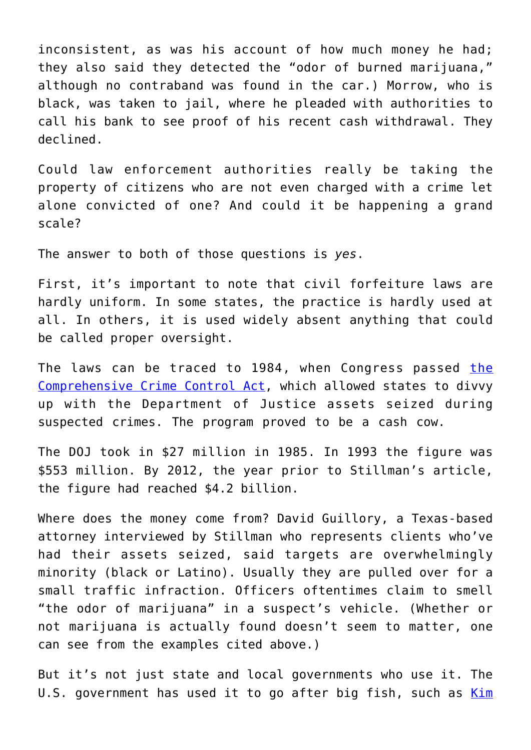inconsistent, as was his account of how much money he had; they also said they detected the "odor of burned marijuana," although no contraband was found in the car.) Morrow, who is black, was taken to jail, where he pleaded with authorities to call his bank to see proof of his recent cash withdrawal. They declined.

Could law enforcement authorities really be taking the property of citizens who are not even charged with a crime let alone convicted of one? And could it be happening a grand scale?

The answer to both of those questions is *yes*.

First, it's important to note that civil forfeiture laws are hardly uniform. In some states, the practice is hardly used at all. In others, it is used widely absent anything that could be called proper oversight.

The laws can be traced to 1984, when Congress passed [the Comprehensive Crime Control Act](), which allowed states to divvy up with the Department of Justice assets seized during suspected crimes. The program proved to be a cash cow.

The DOJ took in $27 million in 1985. In 1993 the figure was $553 million. By 2012, the year prior to Stillman's article, the figure had reached $4.2 billion.

Where does the money come from? David Guillory, a Texas-based attorney interviewed by Stillman who represents clients who've had their assets seized, said targets are overwhelmingly minority (black or Latino). Usually they are pulled over for a small traffic infraction. Officers oftentimes claim to smell "the odor of marijuana" in a suspect's vehicle. (Whether or not marijuana is actually found doesn't seem to matter, one can see from the examples cited above.)

But it's not just state and local governments who use it. The U.S. government has used it to go after big fish, such as [Kim]()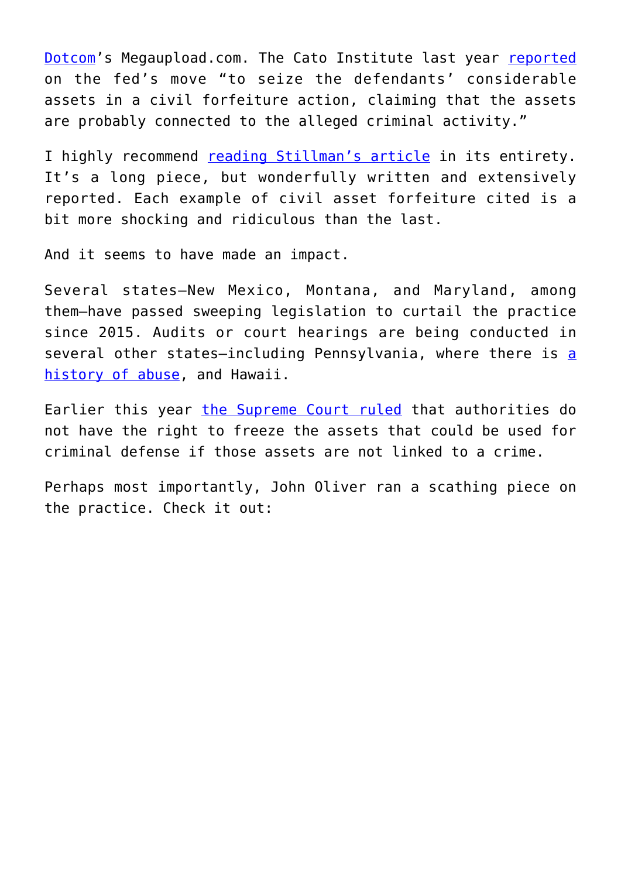Dotcom's Megaupload.com. The Cato Institute last year reported on the fed's move "to seize the defendants' considerable assets in a civil forfeiture action, claiming that the assets are probably connected to the alleged criminal activity."

I highly recommend reading Stillman's article in its entirety. It's a long piece, but wonderfully written and extensively reported. Each example of civil asset forfeiture cited is a bit more shocking and ridiculous than the last.

And it seems to have made an impact.

Several states—New Mexico, Montana, and Maryland, among them—have passed sweeping legislation to curtail the practice since 2015. Audits or court hearings are being conducted in several other states—including Pennsylvania, where there is a history of abuse, and Hawaii.

Earlier this year the Supreme Court ruled that authorities do not have the right to freeze the assets that could be used for criminal defense if those assets are not linked to a crime.

Perhaps most importantly, John Oliver ran a scathing piece on the practice. Check it out: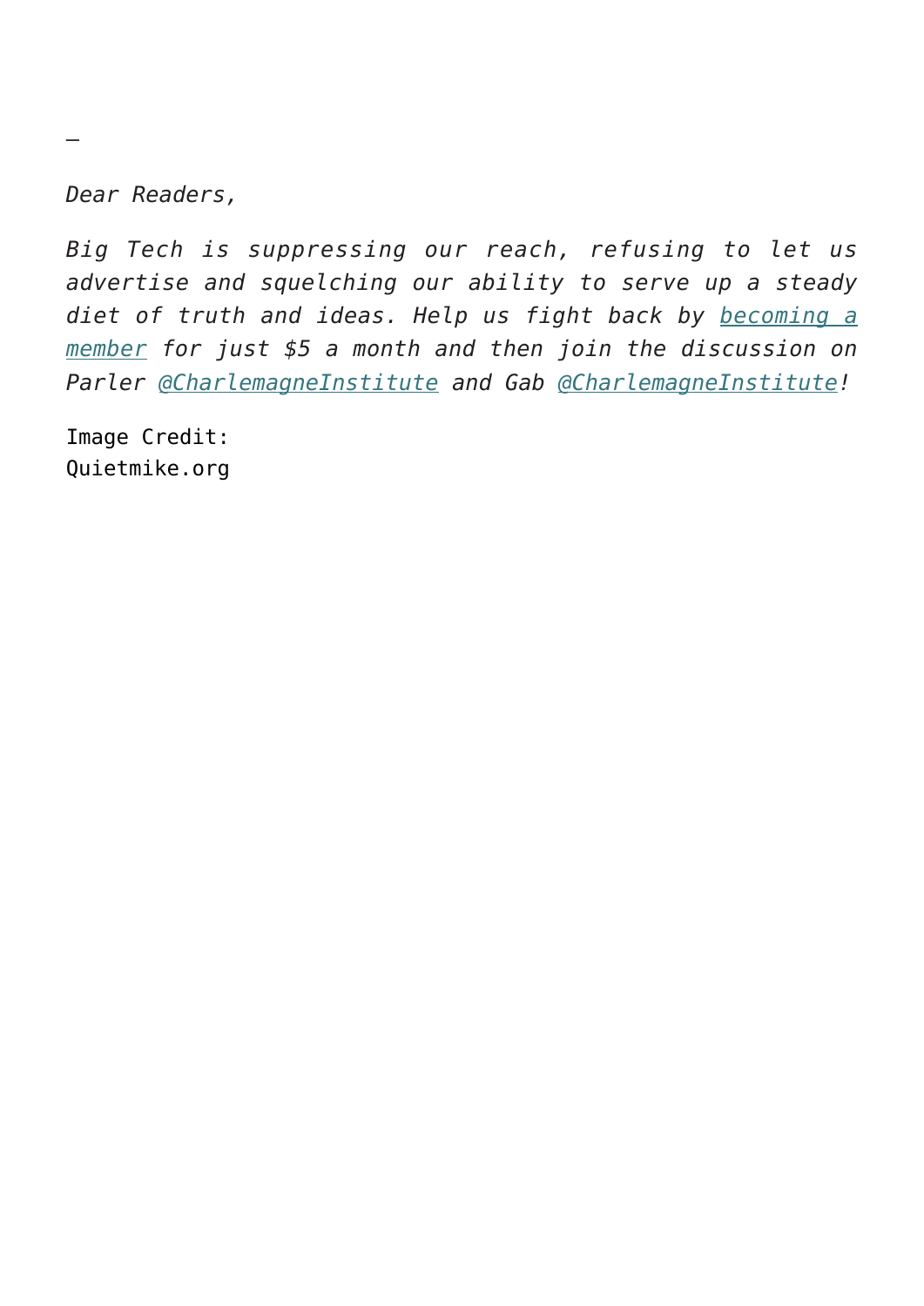—

*Dear Readers,*

*Big Tech is suppressing our reach, refusing to let us advertise and squelching our ability to serve up a steady diet of truth and ideas. Help us fight back by becoming a member for just $5 a month and then join the discussion on Parler @CharlemagneInstitute and Gab @CharlemagneInstitute!*

Image Credit:
Quietmike.org